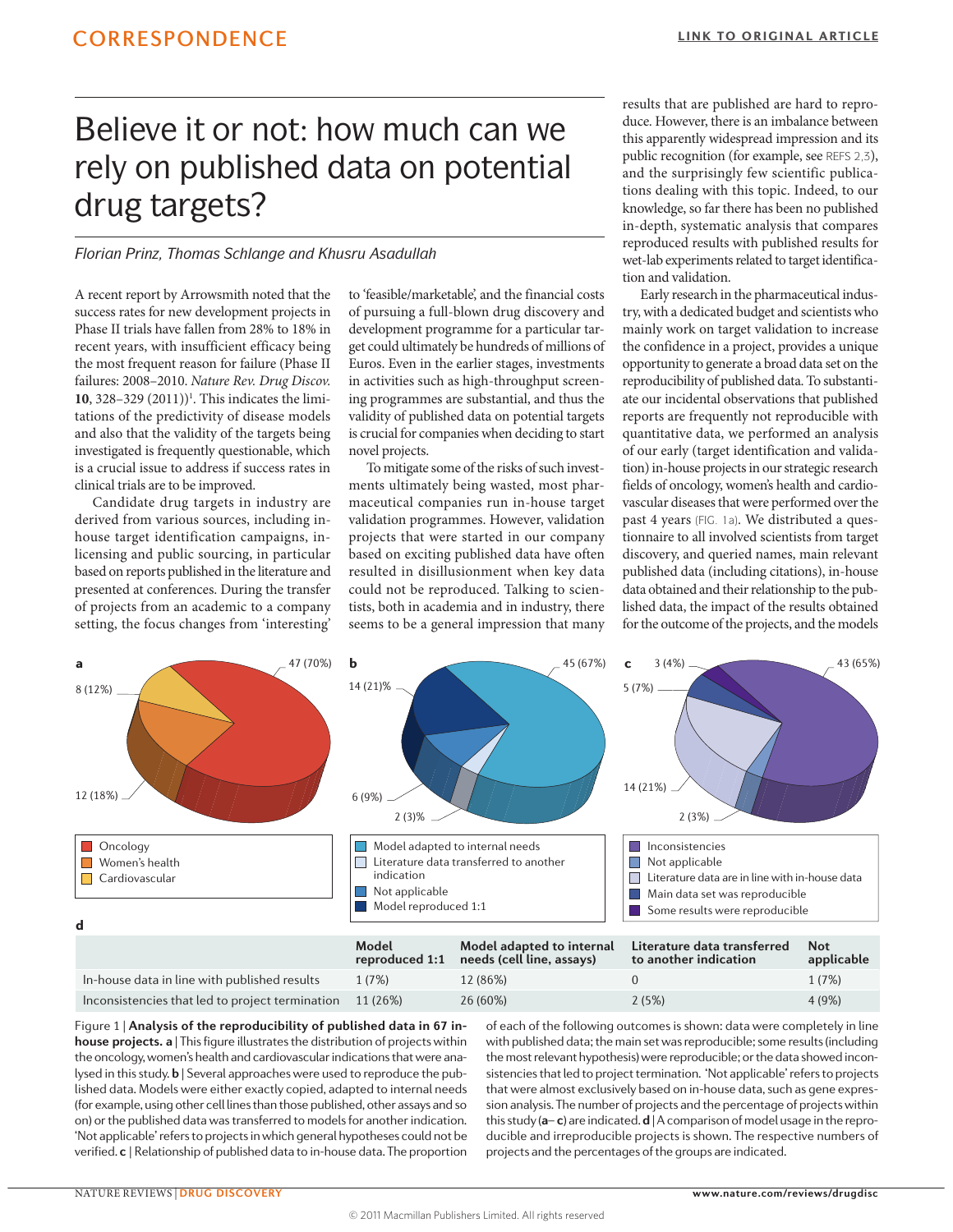CORRESPONDENCE

# Believe it or not: how much can we rely on published data on potential drug targets?

*Florian Prinz, Thomas Schlange and Khusru Asadullah*

A recent report by Arrowsmith noted that the success rates for new development projects in Phase II trials have fallen from 28% to 18% in recent years, with insufficient efficacy being the most frequent reason for failure (Phase II failures: 2008–2010. *Nature Rev. Drug Discov.* **10**, 328–329 (2011))[1]. This indicates the limitations of the predictivity of disease models and also that the validity of the targets being investigated is frequently questionable, which is a crucial issue to address if success rates in clinical trials are to be improved.

Candidate drug targets in industry are derived from various sources, including in-house target identification campaigns, in-licensing and public sourcing, in particular based on reports published in the literature and presented at conferences. During the transfer of projects from an academic to a company setting, the focus changes from 'interesting' to 'feasible/marketable', and the financial costs of pursuing a full-blown drug discovery and development programme for a particular target could ultimately be hundreds of millions of Euros. Even in the earlier stages, investments in activities such as high-throughput screening programmes are substantial, and thus the validity of published data on potential targets is crucial for companies when deciding to start novel projects.

To mitigate some of the risks of such investments ultimately being wasted, most pharmaceutical companies run in-house target validation programmes. However, validation projects that were started in our company based on exciting published data have often resulted in disillusionment when key data could not be reproduced. Talking to scientists, both in academia and in industry, there seems to be a general impression that many results that are published are hard to reproduce. However, there is an imbalance between this apparently widespread impression and its public recognition (for example, see REFS 2,3), and the surprisingly few scientific publications dealing with this topic. Indeed, to our knowledge, so far there has been no published in-depth, systematic analysis that compares reproduced results with published results for wet-lab experiments related to target identification and validation.

Early research in the pharmaceutical industry, with a dedicated budget and scientists who mainly work on target validation to increase the confidence in a project, provides a unique opportunity to generate a broad data set on the reproducibility of published data. To substantiate our incidental observations that published reports are frequently not reproducible with quantitative data, we performed an analysis of our early (target identification and validation) in-house projects in our strategic research fields of oncology, women's health and cardiovascular diseases that were performed over the past 4 years (FIG. 1a). We distributed a questionnaire to all involved scientists from target discovery, and queried names, main relevant published data (including citations), in-house data obtained and their relationship to the published data, the impact of the results obtained for the outcome of the projects, and the models

a

47 (70%)
8 (12%)
12 (18%)

Oncology
Women's health
Cardiovascular

b

45 (67%)
14 (21)%
6 (9%)
2 (3)%

Model adapted to internal needs
Literature data transferred to another indication
Not applicable
Model reproduced 1:1

c

3 (4%)
43 (65%)
5 (7%)
14 (21%)
2 (3%)

Inconsistencies
Not applicable
Literature data are in line with in-house data
Main data set was reproducible
Some results were reproducible

d

| | Model reproduced 1:1 | Model adapted to internal needs (cell line, assays) | Literature data transferred to another indication | Not applicable |
|---|---|---|---|---|
| In-house data in line with published results | 1 (7%) | 12 (86%) | 0 | 1 (7%) |
| Inconsistencies that led to project termination | 11 (26%) | 26 (60%) | 2 (5%) | 4 (9%) |

Figure 1 | **Analysis of the reproducibility of published data in 67 in-house projects. a** | This figure illustrates the distribution of projects within the oncology, women's health and cardiovascular indications that were analysed in this study. **b** | Several approaches were used to reproduce the published data. Models were either exactly copied, adapted to internal needs (for example, using other cell lines than those published, other assays and so on) or the published data was transferred to models for another indication. 'Not applicable' refers to projects in which general hypotheses could not be verified. **c** | Relationship of published data to in-house data. The proportion of each of the following outcomes is shown: data were completely in line with published data; the main set was reproducible; some results (including the most relevant hypothesis) were reproducible; or the data showed inconsistencies that led to project termination. 'Not applicable' refers to projects that were almost exclusively based on in-house data, such as gene expression analysis. The number of projects and the percentage of projects within this study (**a**–**c**) are indicated. **d** | A comparison of model usage in the reproducible and irreproducible projects is shown. The respective numbers of projects and the percentages of the groups are indicated.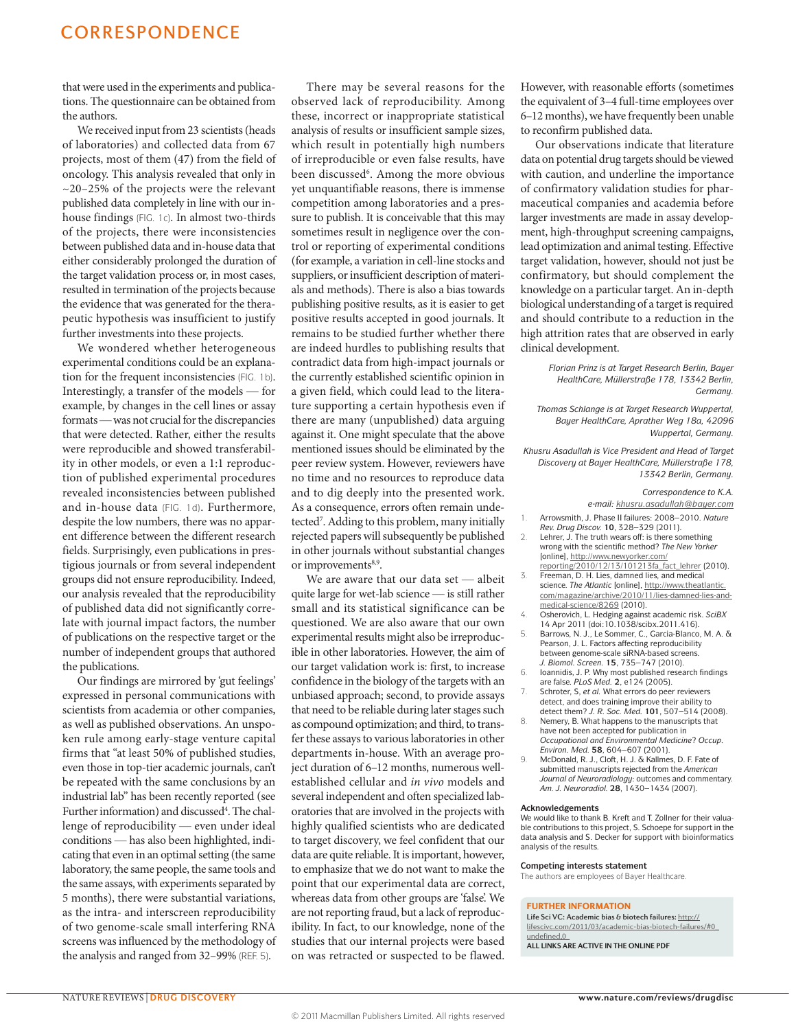that were used in the experiments and publications. The questionnaire can be obtained from the authors.

We received input from 23 scientists (heads of laboratories) and collected data from 67 projects, most of them (47) from the field of oncology. This analysis revealed that only in ~20–25% of the projects were the relevant published data completely in line with our in-house findings (FIG. 1c). In almost two-thirds of the projects, there were inconsistencies between published data and in-house data that either considerably prolonged the duration of the target validation process or, in most cases, resulted in termination of the projects because the evidence that was generated for the therapeutic hypothesis was insufficient to justify further investments into these projects.

We wondered whether heterogeneous experimental conditions could be an explanation for the frequent inconsistencies (FIG. 1b). Interestingly, a transfer of the models — for example, by changes in the cell lines or assay formats — was not crucial for the discrepancies that were detected. Rather, either the results were reproducible and showed transferability in other models, or even a 1:1 reproduction of published experimental procedures revealed inconsistencies between published and in-house data (FIG. 1d). Furthermore, despite the low numbers, there was no apparent difference between the different research fields. Surprisingly, even publications in prestigious journals or from several independent groups did not ensure reproducibility. Indeed, our analysis revealed that the reproducibility of published data did not significantly correlate with journal impact factors, the number of publications on the respective target or the number of independent groups that authored the publications.

Our findings are mirrored by 'gut feelings' expressed in personal communications with scientists from academia or other companies, as well as published observations. An unspoken rule among early-stage venture capital firms that "at least 50% of published studies, even those in top-tier academic journals, can't be repeated with the same conclusions by an industrial lab" has been recently reported (see Further information) and discussed[4]. The challenge of reproducibility — even under ideal conditions — has also been highlighted, indicating that even in an optimal setting (the same laboratory, the same people, the same tools and the same assays, with experiments separated by 5 months), there were substantial variations, as the intra- and interscreen reproducibility of two genome-scale small interfering RNA screens was influenced by the methodology of the analysis and ranged from 32–99% (REF. 5).

There may be several reasons for the observed lack of reproducibility. Among these, incorrect or inappropriate statistical analysis of results or insufficient sample sizes, which result in potentially high numbers of irreproducible or even false results, have been discussed[6]. Among the more obvious yet unquantifiable reasons, there is immense competition among laboratories and a pressure to publish. It is conceivable that this may sometimes result in negligence over the control or reporting of experimental conditions (for example, a variation in cell-line stocks and suppliers, or insufficient description of materials and methods). There is also a bias towards publishing positive results, as it is easier to get positive results accepted in good journals. It remains to be studied further whether there are indeed hurdles to publishing results that contradict data from high-impact journals or the currently established scientific opinion in a given field, which could lead to the literature supporting a certain hypothesis even if there are many (unpublished) data arguing against it. One might speculate that the above mentioned issues should be eliminated by the peer review system. However, reviewers have no time and no resources to reproduce data and to dig deeply into the presented work. As a consequence, errors often remain undetected[7]. Adding to this problem, many initially rejected papers will subsequently be published in other journals without substantial changes or improvements[8,9].

We are aware that our data set — albeit quite large for wet-lab science — is still rather small and its statistical significance can be questioned. We are also aware that our own experimental results might also be irreproducible in other laboratories. However, the aim of our target validation work is: first, to increase confidence in the biology of the targets with an unbiased approach; second, to provide assays that need to be reliable during later stages such as compound optimization; and third, to transfer these assays to various laboratories in other departments in-house. With an average project duration of 6–12 months, numerous well-established cellular and *in vivo* models and several independent and often specialized laboratories that are involved in the projects with highly qualified scientists who are dedicated to target discovery, we feel confident that our data are quite reliable. It is important, however, to emphasize that we do not want to make the point that our experimental data are correct, whereas data from other groups are 'false'. We are not reporting fraud, but a lack of reproducibility. In fact, to our knowledge, none of the studies that our internal projects were based on was retracted or suspected to be flawed. However, with reasonable efforts (sometimes the equivalent of 3–4 full-time employees over 6–12 months), we have frequently been unable to reconfirm published data.

Our observations indicate that literature data on potential drug targets should be viewed with caution, and underline the importance of confirmatory validation studies for pharmaceutical companies and academia before larger investments are made in assay development, high-throughput screening campaigns, lead optimization and animal testing. Effective target validation, however, should not just be confirmatory, but should complement the knowledge on a particular target. An in-depth biological understanding of a target is required and should contribute to a reduction in the high attrition rates that are observed in early clinical development.

*Florian Prinz is at Target Research Berlin, Bayer HealthCare, Müllerstraße 178, 13342 Berlin, Germany.*

*Thomas Schlange is at Target Research Wuppertal, Bayer HealthCare, Aprather Weg 18a, 42096 Wuppertal, Germany.*

*Khusru Asadullah is Vice President and Head of Target Discovery at Bayer HealthCare, Müllerstraße 178, 13342 Berlin, Germany.*

*Correspondence to K.A.*
*e-mail: khusru.asadullah@bayer.com*

1. Arrowsmith, J. Phase II failures: 2008–2010. *Nature Rev. Drug Discov.* **10**, 328–329 (2011).
2. Lehrer, J. The truth wears off: is there something wrong with the scientific method? *The New Yorker* [online], http://www.newyorker.com/reporting/2010/12/13/101213fa_fact_lehrer (2010).
3. Freeman, D. H. Lies, damned lies, and medical science. *The Atlantic* [online], http://www.theatlantic.com/magazine/archive/2010/11/lies-damned-lies-and-medical-science/8269 (2010).
4. Osherovich, L. Hedging against academic risk. *SciBX* 14 Apr 2011 (doi:10.1038/scibx.2011.416).
5. Barrows, N. J., Le Sommer, C., Garcia-Blanco, M. A. & Pearson, J. L. Factors affecting reproducibility between genome-scale siRNA-based screens. *J. Biomol. Screen.* **15**, 735–747 (2010).
6. Ioannidis, J. P. Why most published research findings are false. *PLoS Med.* **2**, e124 (2005).
7. Schroter, S, *et al.* What errors do peer reviewers detect, and does training improve their ability to detect them? *J. R. Soc. Med.* **101**, 507–514 (2008).
8. Nemery, B. What happens to the manuscripts that have not been accepted for publication in *Occupational and Environmental Medicine*? *Occup. Environ. Med.* **58**, 604–607 (2001).
9. McDonald, R. J., Cloft, H. J. & Kallmes, D. F. Fate of submitted manuscripts rejected from the *American Journal of Neuroradiology*: outcomes and commentary. *Am. J. Neuroradiol.* **28**, 1430–1434 (2007).

### Acknowledgements

We would like to thank B. Kreft and T. Zollner for their valuable contributions to this project, S. Schoepe for support in the data analysis and S. Decker for support with bioinformatics analysis of the results.

### Competing interests statement

The authors are employees of Bayer Healthcare.

### FURTHER INFORMATION

**Life Sci VC: Academic bias & biotech failures:** http://lifescivc.com/2011/03/academic-bias-biotech-failures/#0_undefined,0_

**ALL LINKS ARE ACTIVE IN THE ONLINE PDF**